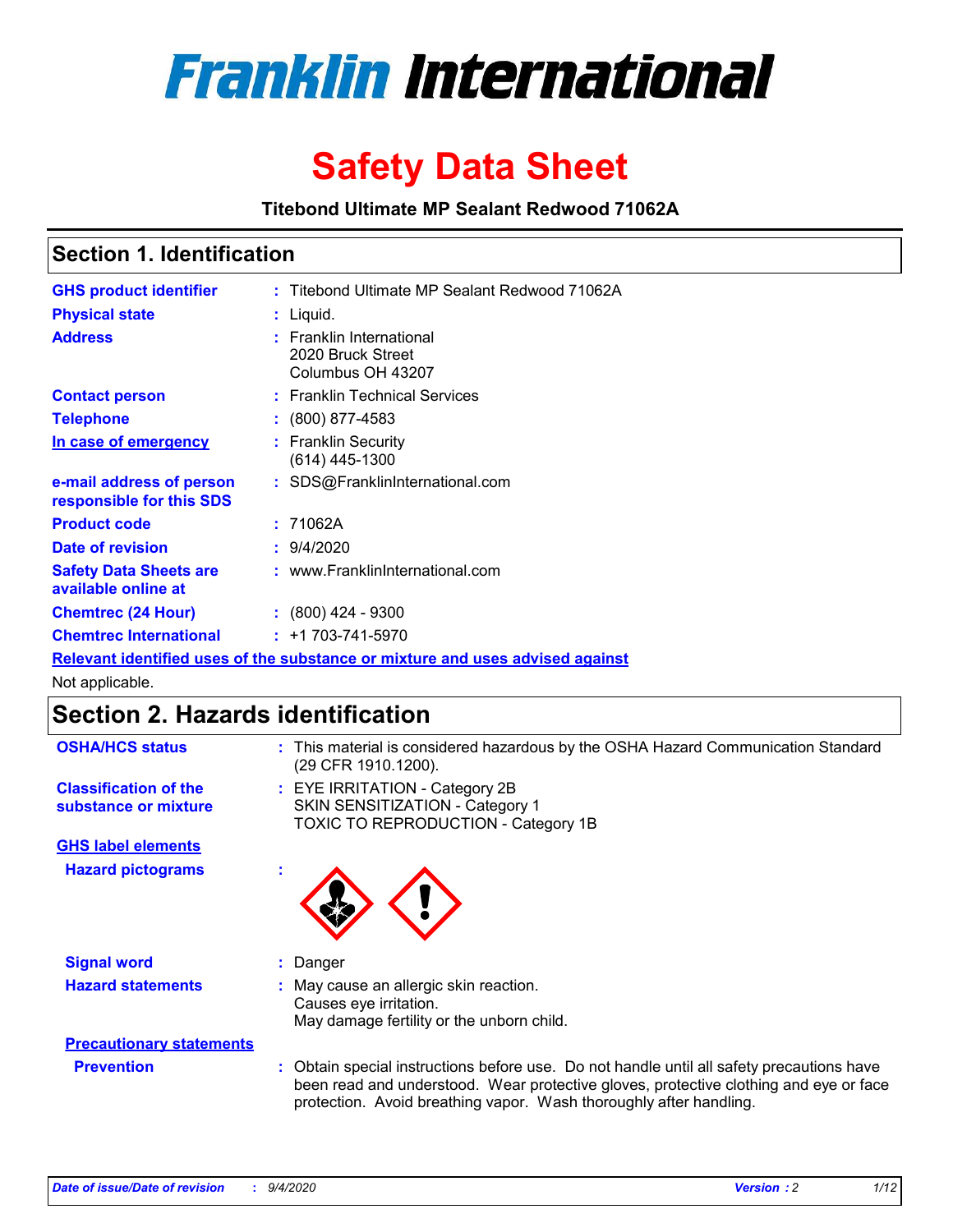# Franklin International

# Safety Data Sheet

**Titebond Ultimate MP Sealant Redwood 71062A**

## Section 1. Identification

| | | |
|---|---|---|
| **GHS product identifier** | : | Titebond Ultimate MP Sealant Redwood 71062A |
| **Physical state** | : | Liquid. |
| **Address** | : | Franklin International<br>2020 Bruck Street<br>Columbus OH 43207 |
| **Contact person** | : | Franklin Technical Services |
| **Telephone** | : | (800) 877-4583 |
| **In case of emergency** | : | Franklin Security<br>(614) 445-1300 |
| **e-mail address of person responsible for this SDS** | : | SDS@FranklinInternational.com |
| **Product code** | : | 71062A |
| **Date of revision** | : | 9/4/2020 |
| **Safety Data Sheets are available online at** | : | www.FranklinInternational.com |
| **Chemtrec (24 Hour)** | : | (800) 424 - 9300 |
| **Chemtrec International** | : | +1 703-741-5970 |

**Relevant identified uses of the substance or mixture and uses advised against**

Not applicable.

## Section 2. Hazards identification

| | | |
|---|---|---|
| **OSHA/HCS status** | : | This material is considered hazardous by the OSHA Hazard Communication Standard (29 CFR 1910.1200). |
| **Classification of the substance or mixture** | : | EYE IRRITATION - Category 2B<br>SKIN SENSITIZATION - Category 1<br>TOXIC TO REPRODUCTION - Category 1B |

**GHS label elements**

| | | |
|---|---|---|
| **Hazard pictograms** | : | |
| **Signal word** | : | Danger |
| **Hazard statements** | : | May cause an allergic skin reaction.<br>Causes eye irritation.<br>May damage fertility or the unborn child. |

**Precautionary statements**

| | | |
|---|---|---|
| **Prevention** | : | Obtain special instructions before use. Do not handle until all safety precautions have been read and understood. Wear protective gloves, protective clothing and eye or face protection. Avoid breathing vapor. Wash thoroughly after handling. |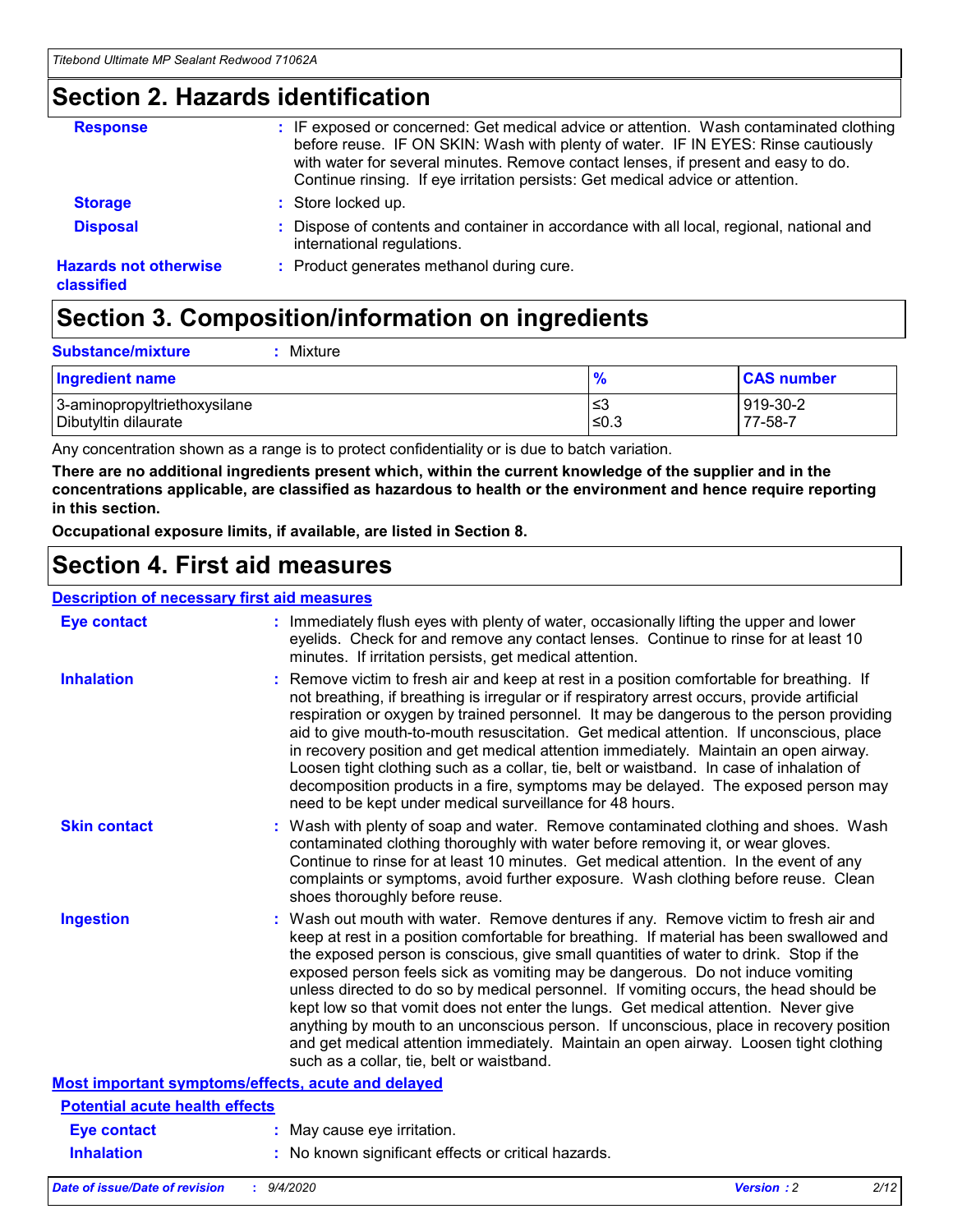## Section 2. Hazards identification

**Response** : IF exposed or concerned: Get medical advice or attention. Wash contaminated clothing before reuse. IF ON SKIN: Wash with plenty of water. IF IN EYES: Rinse cautiously with water for several minutes. Remove contact lenses, if present and easy to do. Continue rinsing. If eye irritation persists: Get medical advice or attention.

**Storage** : Store locked up.

**Disposal** : Dispose of contents and container in accordance with all local, regional, national and international regulations.

**Hazards not otherwise classified** : Product generates methanol during cure.

## Section 3. Composition/information on ingredients

**Substance/mixture** : Mixture

| Ingredient name | % | CAS number |
|---|---|---|
| 3-aminopropyltriethoxysilane | ≤3 | 919-30-2 |
| Dibutyltin dilaurate | ≤0.3 | 77-58-7 |

Any concentration shown as a range is to protect confidentiality or is due to batch variation.

**There are no additional ingredients present which, within the current knowledge of the supplier and in the concentrations applicable, are classified as hazardous to health or the environment and hence require reporting in this section.**

**Occupational exposure limits, if available, are listed in Section 8.**

## Section 4. First aid measures

### Description of necessary first aid measures

**Eye contact** : Immediately flush eyes with plenty of water, occasionally lifting the upper and lower eyelids. Check for and remove any contact lenses. Continue to rinse for at least 10 minutes. If irritation persists, get medical attention.

**Inhalation** : Remove victim to fresh air and keep at rest in a position comfortable for breathing. If not breathing, if breathing is irregular or if respiratory arrest occurs, provide artificial respiration or oxygen by trained personnel. It may be dangerous to the person providing aid to give mouth-to-mouth resuscitation. Get medical attention. If unconscious, place in recovery position and get medical attention immediately. Maintain an open airway. Loosen tight clothing such as a collar, tie, belt or waistband. In case of inhalation of decomposition products in a fire, symptoms may be delayed. The exposed person may need to be kept under medical surveillance for 48 hours.

**Skin contact** : Wash with plenty of soap and water. Remove contaminated clothing and shoes. Wash contaminated clothing thoroughly with water before removing it, or wear gloves. Continue to rinse for at least 10 minutes. Get medical attention. In the event of any complaints or symptoms, avoid further exposure. Wash clothing before reuse. Clean shoes thoroughly before reuse.

**Ingestion** : Wash out mouth with water. Remove dentures if any. Remove victim to fresh air and keep at rest in a position comfortable for breathing. If material has been swallowed and the exposed person is conscious, give small quantities of water to drink. Stop if the exposed person feels sick as vomiting may be dangerous. Do not induce vomiting unless directed to do so by medical personnel. If vomiting occurs, the head should be kept low so that vomit does not enter the lungs. Get medical attention. Never give anything by mouth to an unconscious person. If unconscious, place in recovery position and get medical attention immediately. Maintain an open airway. Loosen tight clothing such as a collar, tie, belt or waistband.

### Most important symptoms/effects, acute and delayed

#### Potential acute health effects

**Eye contact** : May cause eye irritation.

**Inhalation** : No known significant effects or critical hazards.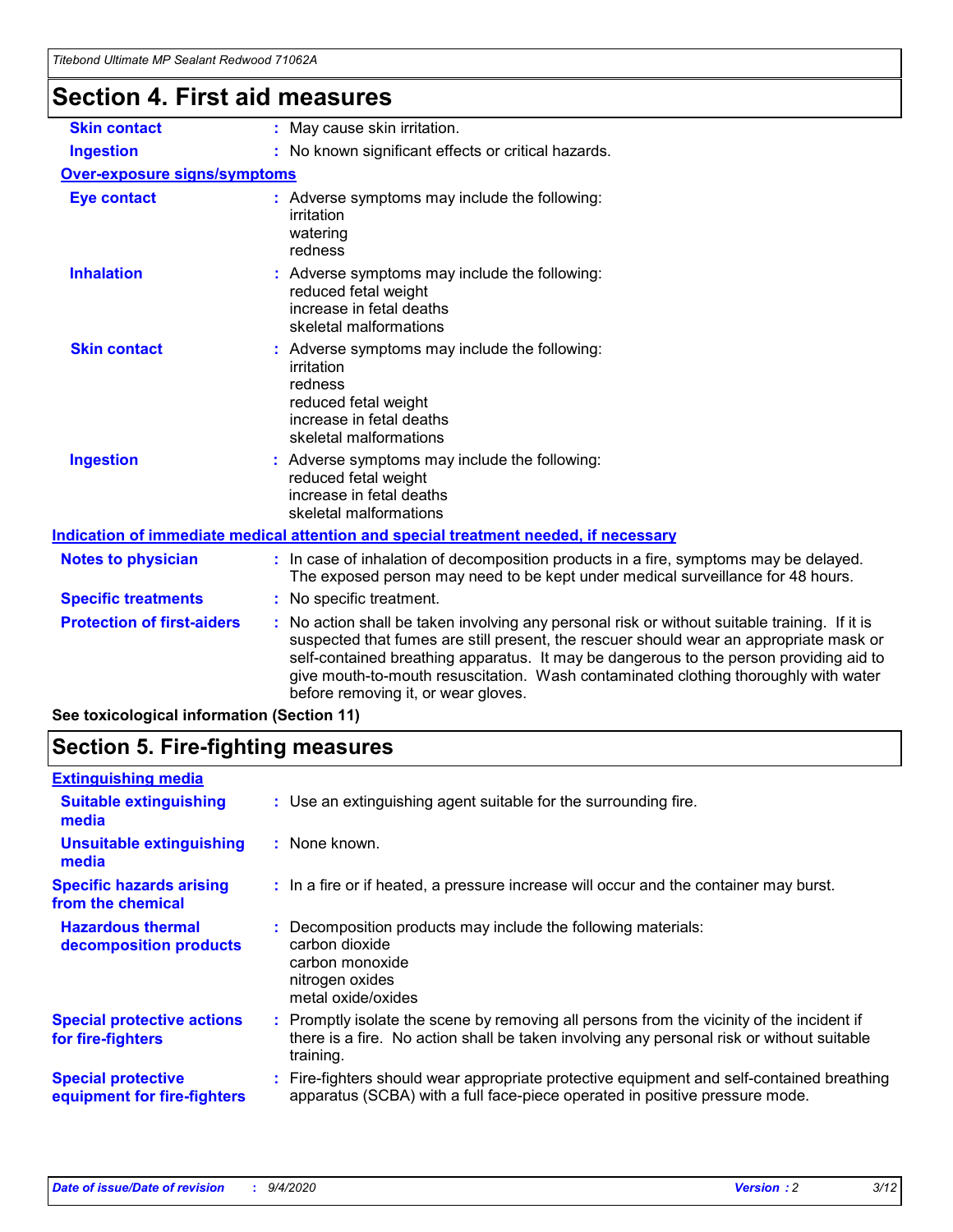## Section 4. First aid measures

| | |
|---|---|
| **Skin contact** | May cause skin irritation. |
| **Ingestion** | No known significant effects or critical hazards. |

**Over-exposure signs/symptoms**

| | |
|---|---|
| **Eye contact** | Adverse symptoms may include the following:<br>irritation<br>watering<br>redness |
| **Inhalation** | Adverse symptoms may include the following:<br>reduced fetal weight<br>increase in fetal deaths<br>skeletal malformations |
| **Skin contact** | Adverse symptoms may include the following:<br>irritation<br>redness<br>reduced fetal weight<br>increase in fetal deaths<br>skeletal malformations |
| **Ingestion** | Adverse symptoms may include the following:<br>reduced fetal weight<br>increase in fetal deaths<br>skeletal malformations |

**Indication of immediate medical attention and special treatment needed, if necessary**

| | |
|---|---|
| **Notes to physician** | In case of inhalation of decomposition products in a fire, symptoms may be delayed. The exposed person may need to be kept under medical surveillance for 48 hours. |
| **Specific treatments** | No specific treatment. |
| **Protection of first-aiders** | No action shall be taken involving any personal risk or without suitable training. If it is suspected that fumes are still present, the rescuer should wear an appropriate mask or self-contained breathing apparatus. It may be dangerous to the person providing aid to give mouth-to-mouth resuscitation. Wash contaminated clothing thoroughly with water before removing it, or wear gloves. |

**See toxicological information (Section 11)**

## Section 5. Fire-fighting measures

**Extinguishing media**

| | |
|---|---|
| **Suitable extinguishing media** | Use an extinguishing agent suitable for the surrounding fire. |
| **Unsuitable extinguishing media** | None known. |
| **Specific hazards arising from the chemical** | In a fire or if heated, a pressure increase will occur and the container may burst. |
| **Hazardous thermal decomposition products** | Decomposition products may include the following materials:<br>carbon dioxide<br>carbon monoxide<br>nitrogen oxides<br>metal oxide/oxides |
| **Special protective actions for fire-fighters** | Promptly isolate the scene by removing all persons from the vicinity of the incident if there is a fire. No action shall be taken involving any personal risk or without suitable training. |
| **Special protective equipment for fire-fighters** | Fire-fighters should wear appropriate protective equipment and self-contained breathing apparatus (SCBA) with a full face-piece operated in positive pressure mode. |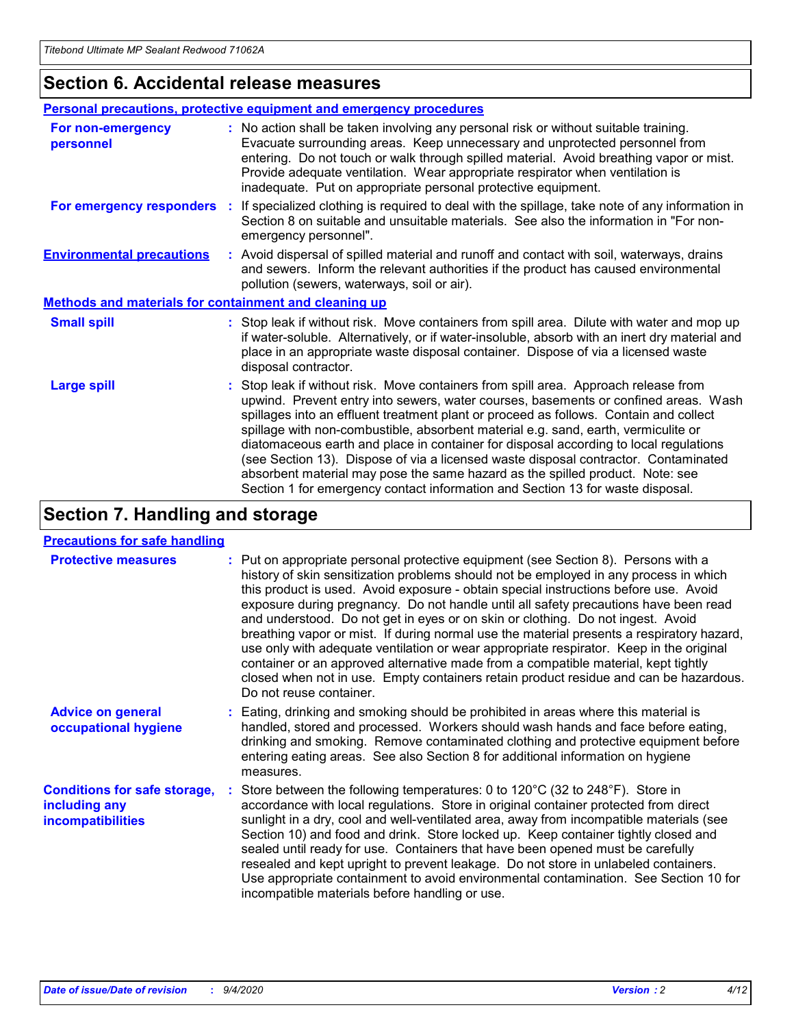## Section 6. Accidental release measures

### Personal precautions, protective equipment and emergency procedures

**For non-emergency personnel** : No action shall be taken involving any personal risk or without suitable training. Evacuate surrounding areas. Keep unnecessary and unprotected personnel from entering. Do not touch or walk through spilled material. Avoid breathing vapor or mist. Provide adequate ventilation. Wear appropriate respirator when ventilation is inadequate. Put on appropriate personal protective equipment.

**For emergency responders** : If specialized clothing is required to deal with the spillage, take note of any information in Section 8 on suitable and unsuitable materials. See also the information in "For non-emergency personnel".

**Environmental precautions** : Avoid dispersal of spilled material and runoff and contact with soil, waterways, drains and sewers. Inform the relevant authorities if the product has caused environmental pollution (sewers, waterways, soil or air).

### Methods and materials for containment and cleaning up

**Small spill** : Stop leak if without risk. Move containers from spill area. Dilute with water and mop up if water-soluble. Alternatively, or if water-insoluble, absorb with an inert dry material and place in an appropriate waste disposal container. Dispose of via a licensed waste disposal contractor.

**Large spill** : Stop leak if without risk. Move containers from spill area. Approach release from upwind. Prevent entry into sewers, water courses, basements or confined areas. Wash spillages into an effluent treatment plant or proceed as follows. Contain and collect spillage with non-combustible, absorbent material e.g. sand, earth, vermiculite or diatomaceous earth and place in container for disposal according to local regulations (see Section 13). Dispose of via a licensed waste disposal contractor. Contaminated absorbent material may pose the same hazard as the spilled product. Note: see Section 1 for emergency contact information and Section 13 for waste disposal.

## Section 7. Handling and storage

### Precautions for safe handling

**Protective measures** : Put on appropriate personal protective equipment (see Section 8). Persons with a history of skin sensitization problems should not be employed in any process in which this product is used. Avoid exposure - obtain special instructions before use. Avoid exposure during pregnancy. Do not handle until all safety precautions have been read and understood. Do not get in eyes or on skin or clothing. Do not ingest. Avoid breathing vapor or mist. If during normal use the material presents a respiratory hazard, use only with adequate ventilation or wear appropriate respirator. Keep in the original container or an approved alternative made from a compatible material, kept tightly closed when not in use. Empty containers retain product residue and can be hazardous. Do not reuse container.

**Advice on general occupational hygiene** : Eating, drinking and smoking should be prohibited in areas where this material is handled, stored and processed. Workers should wash hands and face before eating, drinking and smoking. Remove contaminated clothing and protective equipment before entering eating areas. See also Section 8 for additional information on hygiene measures.

**Conditions for safe storage, including any incompatibilities** : Store between the following temperatures: 0 to 120°C (32 to 248°F). Store in accordance with local regulations. Store in original container protected from direct sunlight in a dry, cool and well-ventilated area, away from incompatible materials (see Section 10) and food and drink. Store locked up. Keep container tightly closed and sealed until ready for use. Containers that have been opened must be carefully resealed and kept upright to prevent leakage. Do not store in unlabeled containers. Use appropriate containment to avoid environmental contamination. See Section 10 for incompatible materials before handling or use.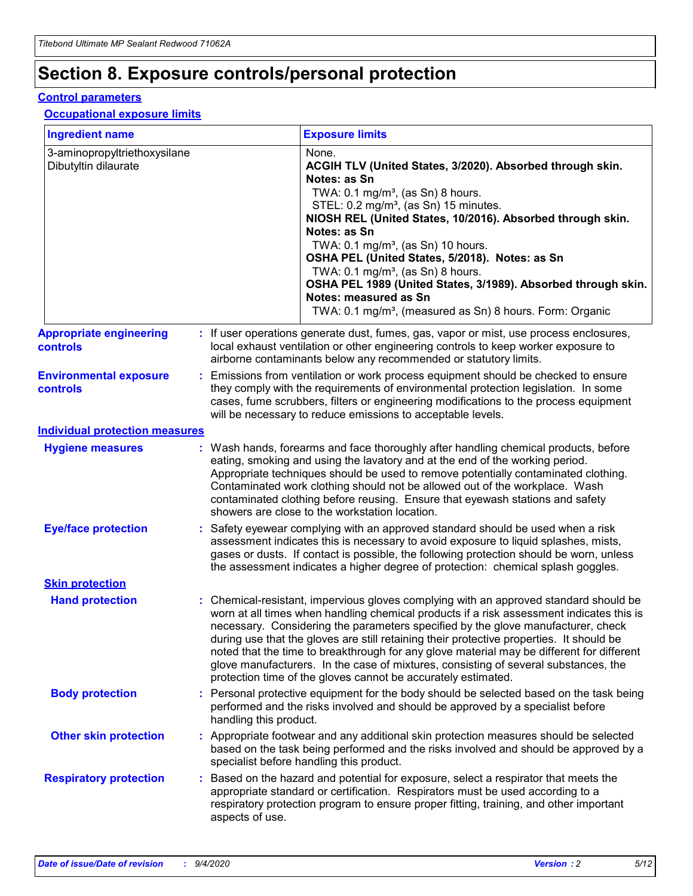# Section 8. Exposure controls/personal protection

## Control parameters

### Occupational exposure limits

| Ingredient name | Exposure limits |
| --- | --- |
| 3-aminopropyltriethoxysilane | None. |
| Dibutyltin dilaurate | **ACGIH TLV (United States, 3/2020). Absorbed through skin. Notes: as Sn**<br>TWA: 0.1 mg/m³, (as Sn) 8 hours.<br>STEL: 0.2 mg/m³, (as Sn) 15 minutes.<br>**NIOSH REL (United States, 10/2016). Absorbed through skin. Notes: as Sn**<br>TWA: 0.1 mg/m³, (as Sn) 10 hours.<br>**OSHA PEL (United States, 5/2018). Notes: as Sn**<br>TWA: 0.1 mg/m³, (as Sn) 8 hours.<br>**OSHA PEL 1989 (United States, 3/1989). Absorbed through skin. Notes: measured as Sn**<br>TWA: 0.1 mg/m³, (measured as Sn) 8 hours. Form: Organic |

**Appropriate engineering controls** : If user operations generate dust, fumes, gas, vapor or mist, use process enclosures, local exhaust ventilation or other engineering controls to keep worker exposure to airborne contaminants below any recommended or statutory limits.

**Environmental exposure controls** : Emissions from ventilation or work process equipment should be checked to ensure they comply with the requirements of environmental protection legislation. In some cases, fume scrubbers, filters or engineering modifications to the process equipment will be necessary to reduce emissions to acceptable levels.

## Individual protection measures

**Hygiene measures** : Wash hands, forearms and face thoroughly after handling chemical products, before eating, smoking and using the lavatory and at the end of the working period. Appropriate techniques should be used to remove potentially contaminated clothing. Contaminated work clothing should not be allowed out of the workplace. Wash contaminated clothing before reusing. Ensure that eyewash stations and safety showers are close to the workstation location.

**Eye/face protection** : Safety eyewear complying with an approved standard should be used when a risk assessment indicates this is necessary to avoid exposure to liquid splashes, mists, gases or dusts. If contact is possible, the following protection should be worn, unless the assessment indicates a higher degree of protection: chemical splash goggles.

### Skin protection

**Hand protection** : Chemical-resistant, impervious gloves complying with an approved standard should be worn at all times when handling chemical products if a risk assessment indicates this is necessary. Considering the parameters specified by the glove manufacturer, check during use that the gloves are still retaining their protective properties. It should be noted that the time to breakthrough for any glove material may be different for different glove manufacturers. In the case of mixtures, consisting of several substances, the protection time of the gloves cannot be accurately estimated.

**Body protection** : Personal protective equipment for the body should be selected based on the task being performed and the risks involved and should be approved by a specialist before handling this product.

**Other skin protection** : Appropriate footwear and any additional skin protection measures should be selected based on the task being performed and the risks involved and should be approved by a specialist before handling this product.

**Respiratory protection** : Based on the hazard and potential for exposure, select a respirator that meets the appropriate standard or certification. Respirators must be used according to a respiratory protection program to ensure proper fitting, training, and other important aspects of use.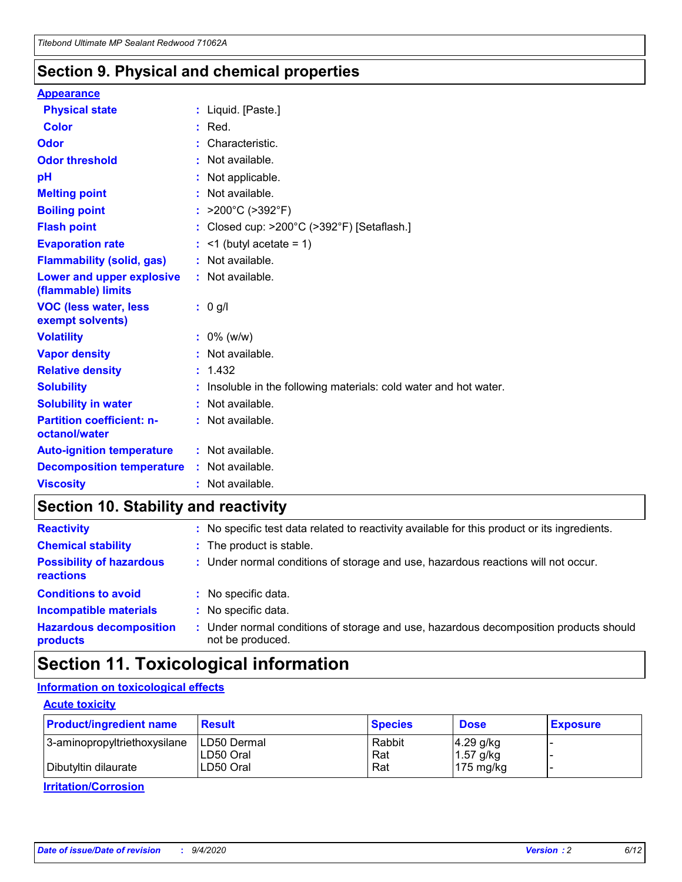## Section 9. Physical and chemical properties

### Appearance

**Physical state** : Liquid. [Paste.]

**Color** : Red.

**Odor** : Characteristic.

**Odor threshold** : Not available.

**pH** : Not applicable.

**Melting point** : Not available.

**Boiling point** : >200°C (>392°F)

**Flash point** : Closed cup: >200°C (>392°F) [Setaflash.]

**Evaporation rate** : <1 (butyl acetate = 1)

**Flammability (solid, gas)** : Not available.

**Lower and upper explosive (flammable) limits** : Not available.

**VOC (less water, less exempt solvents)** : 0 g/l

**Volatility** : 0% (w/w)

**Vapor density** : Not available.

**Relative density** : 1.432

**Solubility** : Insoluble in the following materials: cold water and hot water.

**Solubility in water** : Not available.

**Partition coefficient: n-octanol/water** : Not available.

**Auto-ignition temperature** : Not available.

**Decomposition temperature** : Not available.

**Viscosity** : Not available.

## Section 10. Stability and reactivity

**Reactivity** : No specific test data related to reactivity available for this product or its ingredients.

**Chemical stability** : The product is stable.

**Possibility of hazardous reactions** : Under normal conditions of storage and use, hazardous reactions will not occur.

**Conditions to avoid** : No specific data.

**Incompatible materials** : No specific data.

**Hazardous decomposition products** : Under normal conditions of storage and use, hazardous decomposition products should not be produced.

## Section 11. Toxicological information

### Information on toxicological effects

#### Acute toxicity

| Product/ingredient name | Result | Species | Dose | Exposure |
|---|---|---|---|---|
| 3-aminopropyltriethoxysilane | LD50 Dermal | Rabbit | 4.29 g/kg | - |
| | LD50 Oral | Rat | 1.57 g/kg | - |
| Dibutyltin dilaurate | LD50 Oral | Rat | 175 mg/kg | - |

#### Irritation/Corrosion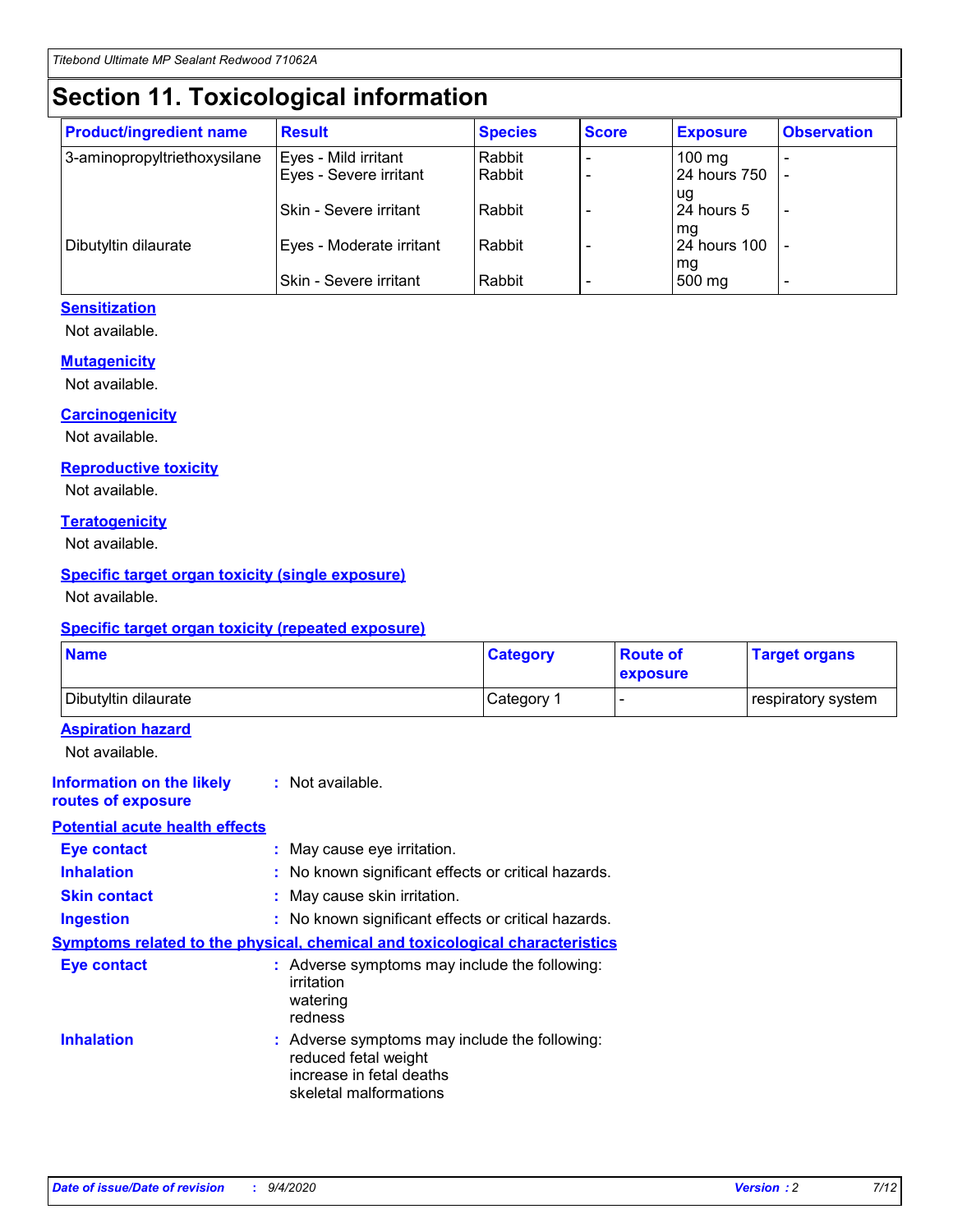# Section 11. Toxicological information

| Product/ingredient name | Result | Species | Score | Exposure | Observation |
|---|---|---|---|---|---|
| 3-aminopropyltriethoxysilane | Eyes - Mild irritant | Rabbit | - | 100 mg | - |
| | Eyes - Severe irritant | Rabbit | - | 24 hours 750 ug | - |
| | Skin - Severe irritant | Rabbit | - | 24 hours 5 mg | - |
| Dibutyltin dilaurate | Eyes - Moderate irritant | Rabbit | - | 24 hours 100 mg | - |
| | Skin - Severe irritant | Rabbit | - | 500 mg | - |

### Sensitization

Not available.

### Mutagenicity

Not available.

### Carcinogenicity

Not available.

### Reproductive toxicity

Not available.

### Teratogenicity

Not available.

### Specific target organ toxicity (single exposure)

Not available.

### Specific target organ toxicity (repeated exposure)

| Name | Category | Route of exposure | Target organs |
|---|---|---|---|
| Dibutyltin dilaurate | Category 1 | - | respiratory system |

### Aspiration hazard

Not available.

**Information on the likely routes of exposure** : Not available.

### Potential acute health effects

**Eye contact** : May cause eye irritation.
**Inhalation** : No known significant effects or critical hazards.
**Skin contact** : May cause skin irritation.
**Ingestion** : No known significant effects or critical hazards.

### Symptoms related to the physical, chemical and toxicological characteristics

**Eye contact** : Adverse symptoms may include the following:
irritation
watering
redness

**Inhalation** : Adverse symptoms may include the following:
reduced fetal weight
increase in fetal deaths
skeletal malformations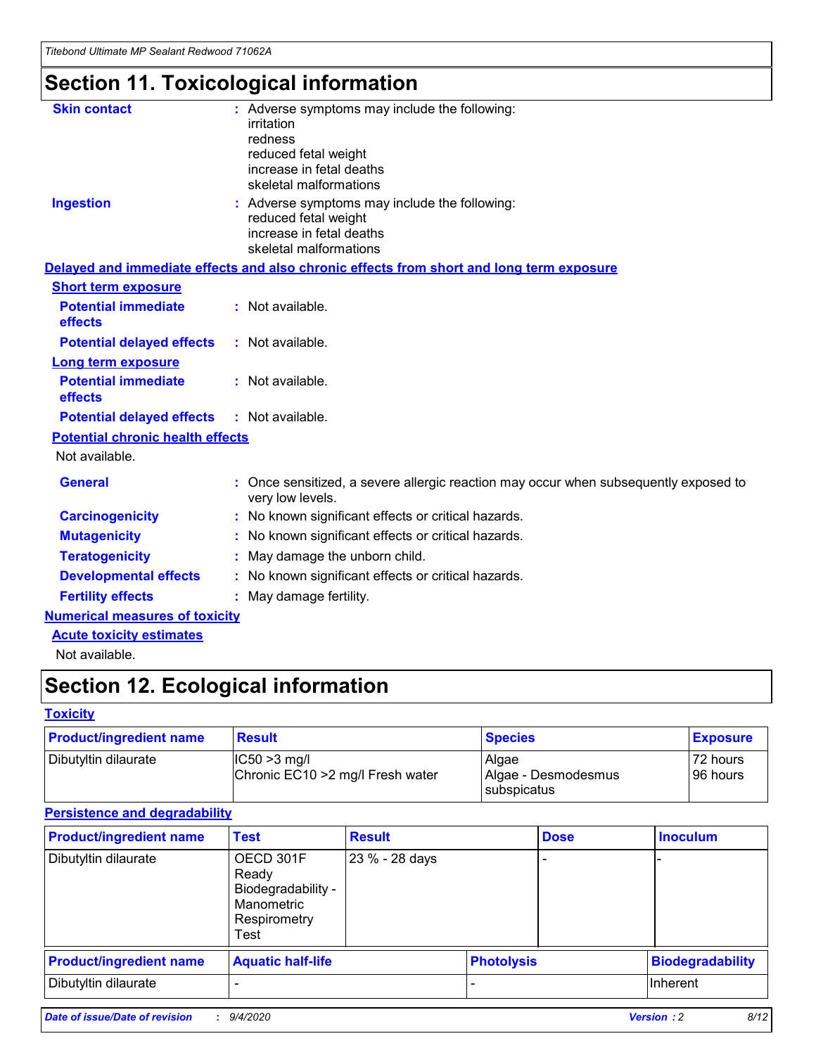# Section 11. Toxicological information

**Skin contact** : Adverse symptoms may include the following:
irritation
redness
reduced fetal weight
increase in fetal deaths
skeletal malformations

**Ingestion** : Adverse symptoms may include the following:
reduced fetal weight
increase in fetal deaths
skeletal malformations

**Delayed and immediate effects and also chronic effects from short and long term exposure**

**Short term exposure**

**Potential immediate effects** : Not available.

**Potential delayed effects** : Not available.

**Long term exposure**

**Potential immediate effects** : Not available.

**Potential delayed effects** : Not available.

**Potential chronic health effects**

Not available.

**General** : Once sensitized, a severe allergic reaction may occur when subsequently exposed to very low levels.

**Carcinogenicity** : No known significant effects or critical hazards.

**Mutagenicity** : No known significant effects or critical hazards.

**Teratogenicity** : May damage the unborn child.

**Developmental effects** : No known significant effects or critical hazards.

**Fertility effects** : May damage fertility.

**Numerical measures of toxicity**

**Acute toxicity estimates**

Not available.

# Section 12. Ecological information

**Toxicity**

| Product/ingredient name | Result | Species | Exposure |
|---|---|---|---|
| Dibutyltin dilaurate | IC50 >3 mg/l<br>Chronic EC10 >2 mg/l Fresh water | Algae<br>Algae - Desmodesmus subspicatus | 72 hours<br>96 hours |

**Persistence and degradability**

| Product/ingredient name | Test | Result | Dose | Inoculum |
|---|---|---|---|---|
| Dibutyltin dilaurate | OECD 301F Ready Biodegradability - Manometric Respirometry Test | 23 % - 28 days | - | - |

| Product/ingredient name | Aquatic half-life | Photolysis | Biodegradability |
|---|---|---|---|
| Dibutyltin dilaurate | - | - | Inherent |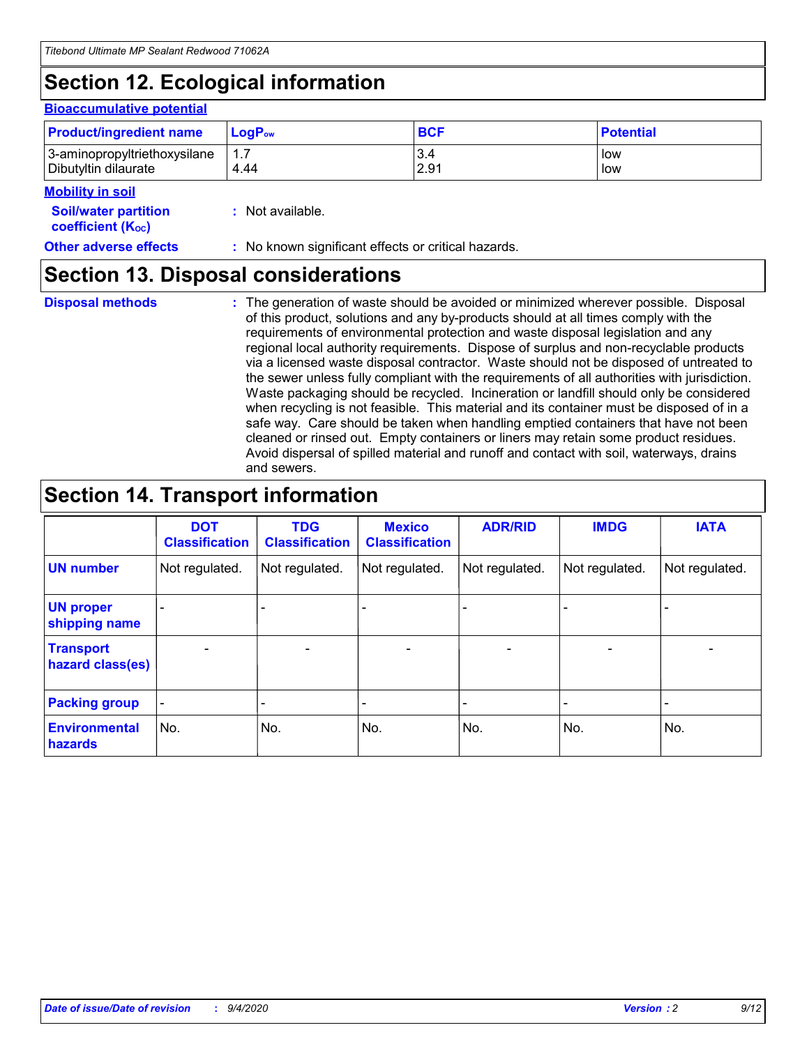## Section 12. Ecological information

### Bioaccumulative potential

| Product/ingredient name | $LogP_{ow}$ | BCF | Potential |
|---|---|---|---|
| 3-aminopropyltriethoxysilane | 1.7 | 3.4 | low |
| Dibutyltin dilaurate | 4.44 | 2.91 | low |

### Mobility in soil

**Soil/water partition coefficient ($K_{OC}$)** : Not available.

**Other adverse effects** : No known significant effects or critical hazards.

## Section 13. Disposal considerations

**Disposal methods** : The generation of waste should be avoided or minimized wherever possible. Disposal of this product, solutions and any by-products should at all times comply with the requirements of environmental protection and waste disposal legislation and any regional local authority requirements. Dispose of surplus and non-recyclable products via a licensed waste disposal contractor. Waste should not be disposed of untreated to the sewer unless fully compliant with the requirements of all authorities with jurisdiction. Waste packaging should be recycled. Incineration or landfill should only be considered when recycling is not feasible. This material and its container must be disposed of in a safe way. Care should be taken when handling emptied containers that have not been cleaned or rinsed out. Empty containers or liners may retain some product residues. Avoid dispersal of spilled material and runoff and contact with soil, waterways, drains and sewers.

## Section 14. Transport information

| | DOT Classification | TDG Classification | Mexico Classification | ADR/RID | IMDG | IATA |
|---|---|---|---|---|---|---|
| UN number | Not regulated. | Not regulated. | Not regulated. | Not regulated. | Not regulated. | Not regulated. |
| UN proper shipping name | - | - | - | - | - | - |
| Transport hazard class(es) | - | - | - | - | - | - |
| Packing group | - | - | - | - | - | - |
| Environmental hazards | No. | No. | No. | No. | No. | No. |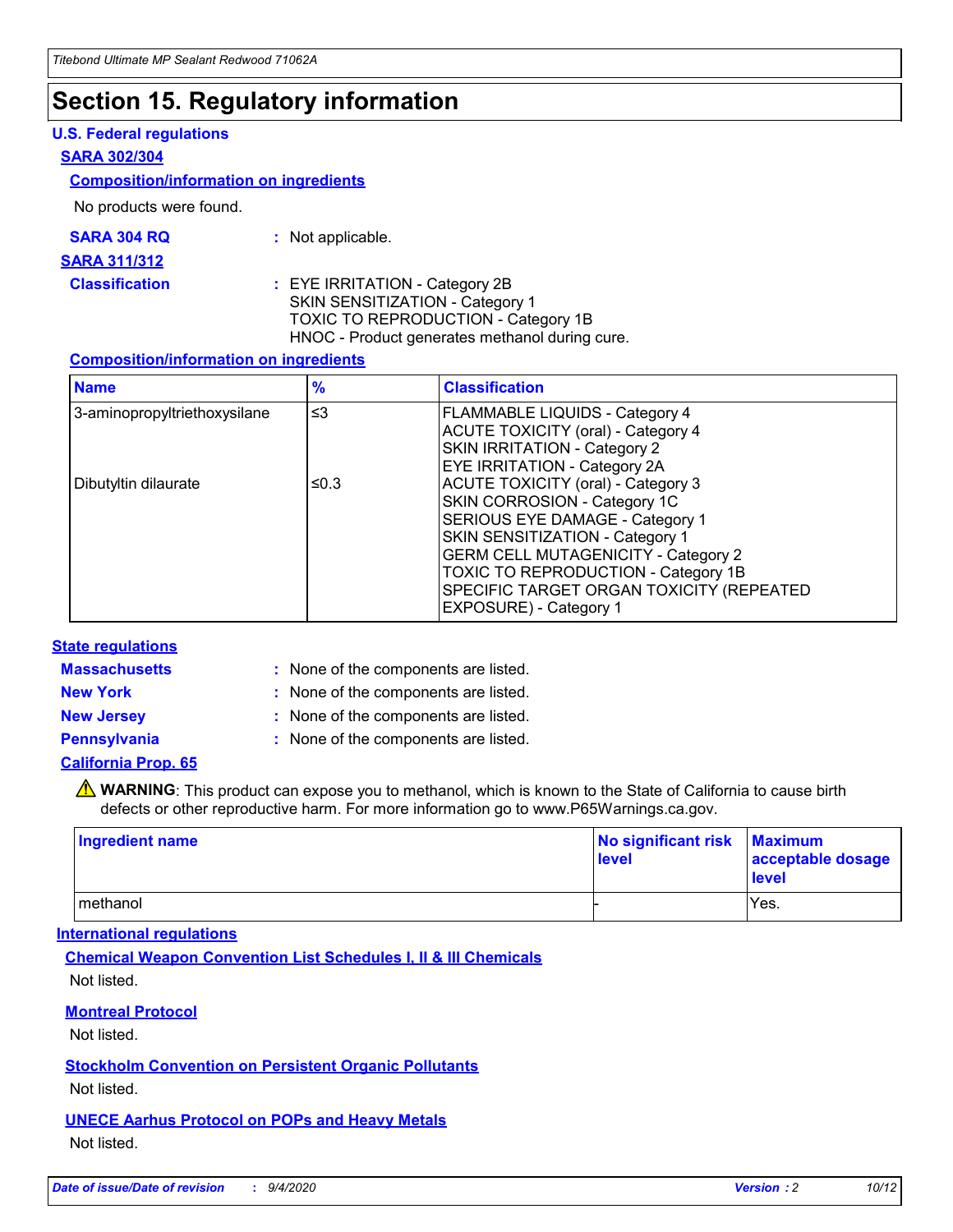# Section 15. Regulatory information

## U.S. Federal regulations

### SARA 302/304

#### Composition/information on ingredients

No products were found.

**SARA 304 RQ** : Not applicable.

### SARA 311/312

**Classification** : EYE IRRITATION - Category 2B
SKIN SENSITIZATION - Category 1
TOXIC TO REPRODUCTION - Category 1B
HNOC - Product generates methanol during cure.

#### Composition/information on ingredients

| Name | % | Classification |
| --- | --- | --- |
| 3-aminopropyltriethoxysilane | ≤3 | FLAMMABLE LIQUIDS - Category 4<br>ACUTE TOXICITY (oral) - Category 4<br>SKIN IRRITATION - Category 2<br>EYE IRRITATION - Category 2A |
| Dibutyltin dilaurate | ≤0.3 | ACUTE TOXICITY (oral) - Category 3<br>SKIN CORROSION - Category 1C<br>SERIOUS EYE DAMAGE - Category 1<br>SKIN SENSITIZATION - Category 1<br>GERM CELL MUTAGENICITY - Category 2<br>TOXIC TO REPRODUCTION - Category 1B<br>SPECIFIC TARGET ORGAN TOXICITY (REPEATED EXPOSURE) - Category 1 |

## State regulations

**Massachusetts** : None of the components are listed.

**New York** : None of the components are listed.

**New Jersey** : None of the components are listed.

**Pennsylvania** : None of the components are listed.

### California Prop. 65

⚠ **WARNING**: This product can expose you to methanol, which is known to the State of California to cause birth defects or other reproductive harm. For more information go to www.P65Warnings.ca.gov.

| Ingredient name | No significant risk level | Maximum acceptable dosage level |
| --- | --- | --- |
| methanol | - | Yes. |

## International regulations

### Chemical Weapon Convention List Schedules I, II & III Chemicals

Not listed.

### Montreal Protocol

Not listed.

### Stockholm Convention on Persistent Organic Pollutants

Not listed.

### UNECE Aarhus Protocol on POPs and Heavy Metals

Not listed.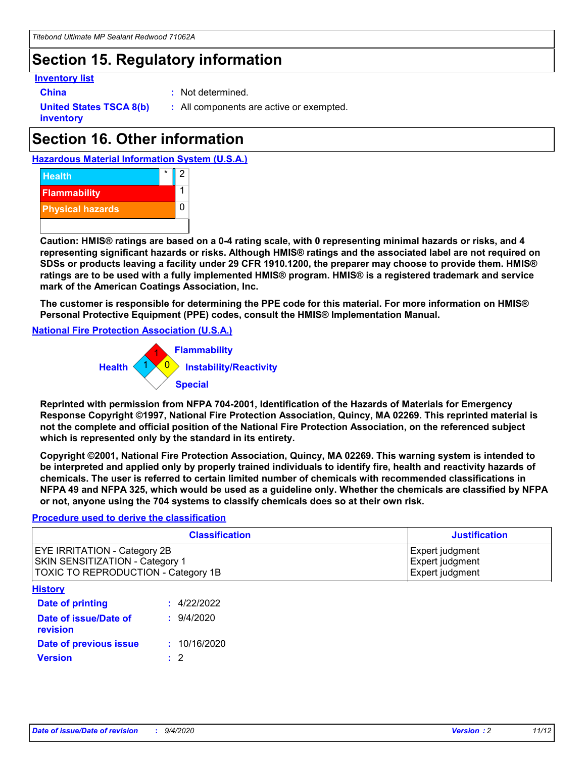## Section 15. Regulatory information

**Inventory list**

**China** : Not determined.

**United States TSCA 8(b) inventory** : All components are active or exempted.

## Section 16. Other information

**Hazardous Material Information System (U.S.A.)**

| | | |
|---|---|---|
| Health | * | 2 |
| Flammability | | 1 |
| Physical hazards | | 0 |

**Caution: HMIS® ratings are based on a 0-4 rating scale, with 0 representing minimal hazards or risks, and 4 representing significant hazards or risks. Although HMIS® ratings and the associated label are not required on SDSs or products leaving a facility under 29 CFR 1910.1200, the preparer may choose to provide them. HMIS® ratings are to be used with a fully implemented HMIS® program. HMIS® is a registered trademark and service mark of the American Coatings Association, Inc.**

**The customer is responsible for determining the PPE code for this material. For more information on HMIS® Personal Protective Equipment (PPE) codes, consult the HMIS® Implementation Manual.**

**National Fire Protection Association (U.S.A.)**

Flammability: 1
Health: 1
Instability/Reactivity: 0
Special:

**Reprinted with permission from NFPA 704-2001, Identification of the Hazards of Materials for Emergency Response Copyright ©1997, National Fire Protection Association, Quincy, MA 02269. This reprinted material is not the complete and official position of the National Fire Protection Association, on the referenced subject which is represented only by the standard in its entirety.**

**Copyright ©2001, National Fire Protection Association, Quincy, MA 02269. This warning system is intended to be interpreted and applied only by properly trained individuals to identify fire, health and reactivity hazards of chemicals. The user is referred to certain limited number of chemicals with recommended classifications in NFPA 49 and NFPA 325, which would be used as a guideline only. Whether the chemicals are classified by NFPA or not, anyone using the 704 systems to classify chemicals does so at their own risk.**

**Procedure used to derive the classification**

| Classification | Justification |
|---|---|
| EYE IRRITATION - Category 2B | Expert judgment |
| SKIN SENSITIZATION - Category 1 | Expert judgment |
| TOXIC TO REPRODUCTION - Category 1B | Expert judgment |

**History**

**Date of printing** : 4/22/2022

**Date of issue/Date of revision** : 9/4/2020

**Date of previous issue** : 10/16/2020

**Version** : 2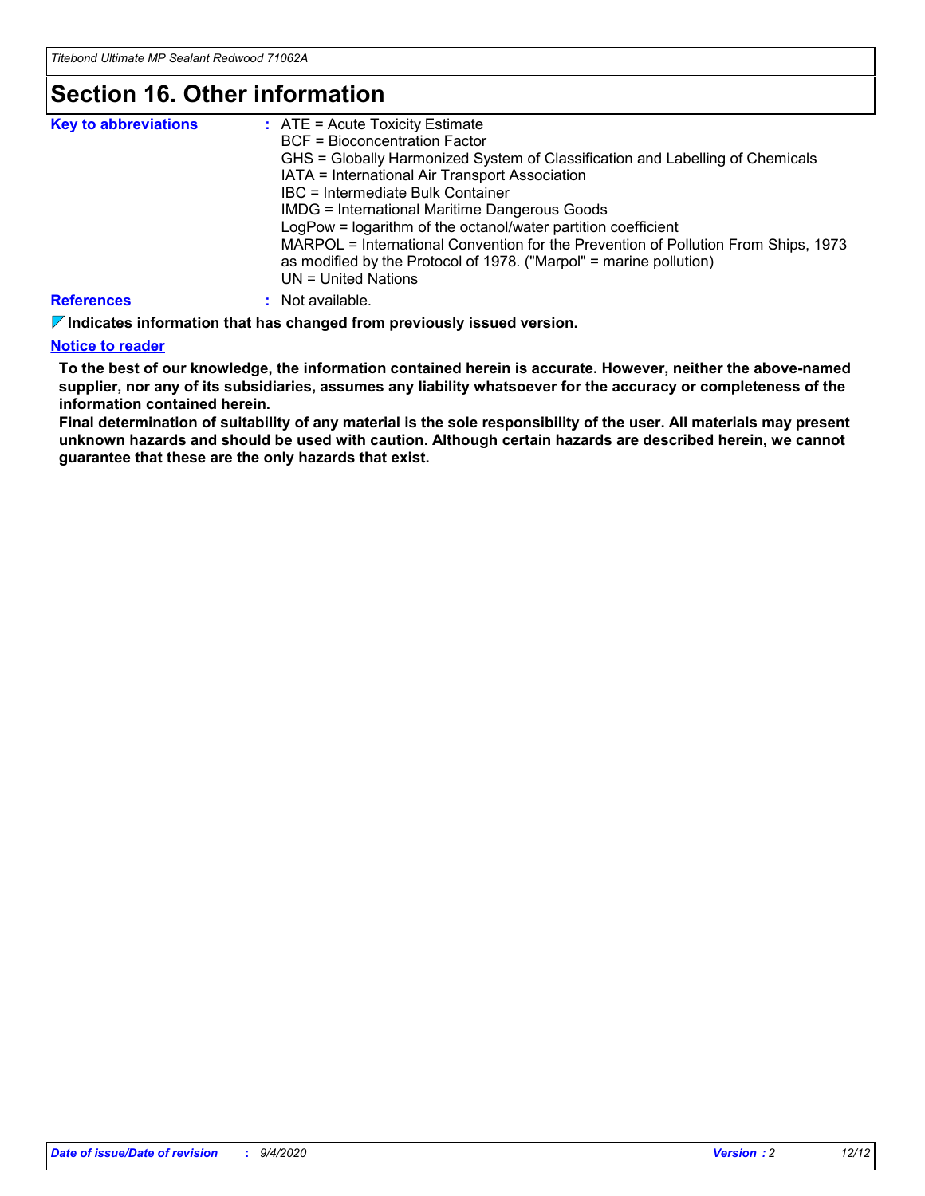# Section 16. Other information

**Key to abbreviations** : ATE = Acute Toxicity Estimate
BCF = Bioconcentration Factor
GHS = Globally Harmonized System of Classification and Labelling of Chemicals
IATA = International Air Transport Association
IBC = Intermediate Bulk Container
IMDG = International Maritime Dangerous Goods
LogPow = logarithm of the octanol/water partition coefficient
MARPOL = International Convention for the Prevention of Pollution From Ships, 1973 as modified by the Protocol of 1978. ("Marpol" = marine pollution)
UN = United Nations

**References** : Not available.

**Indicates information that has changed from previously issued version.**

**Notice to reader**

**To the best of our knowledge, the information contained herein is accurate. However, neither the above-named supplier, nor any of its subsidiaries, assumes any liability whatsoever for the accuracy or completeness of the information contained herein.**

**Final determination of suitability of any material is the sole responsibility of the user. All materials may present unknown hazards and should be used with caution. Although certain hazards are described herein, we cannot guarantee that these are the only hazards that exist.**